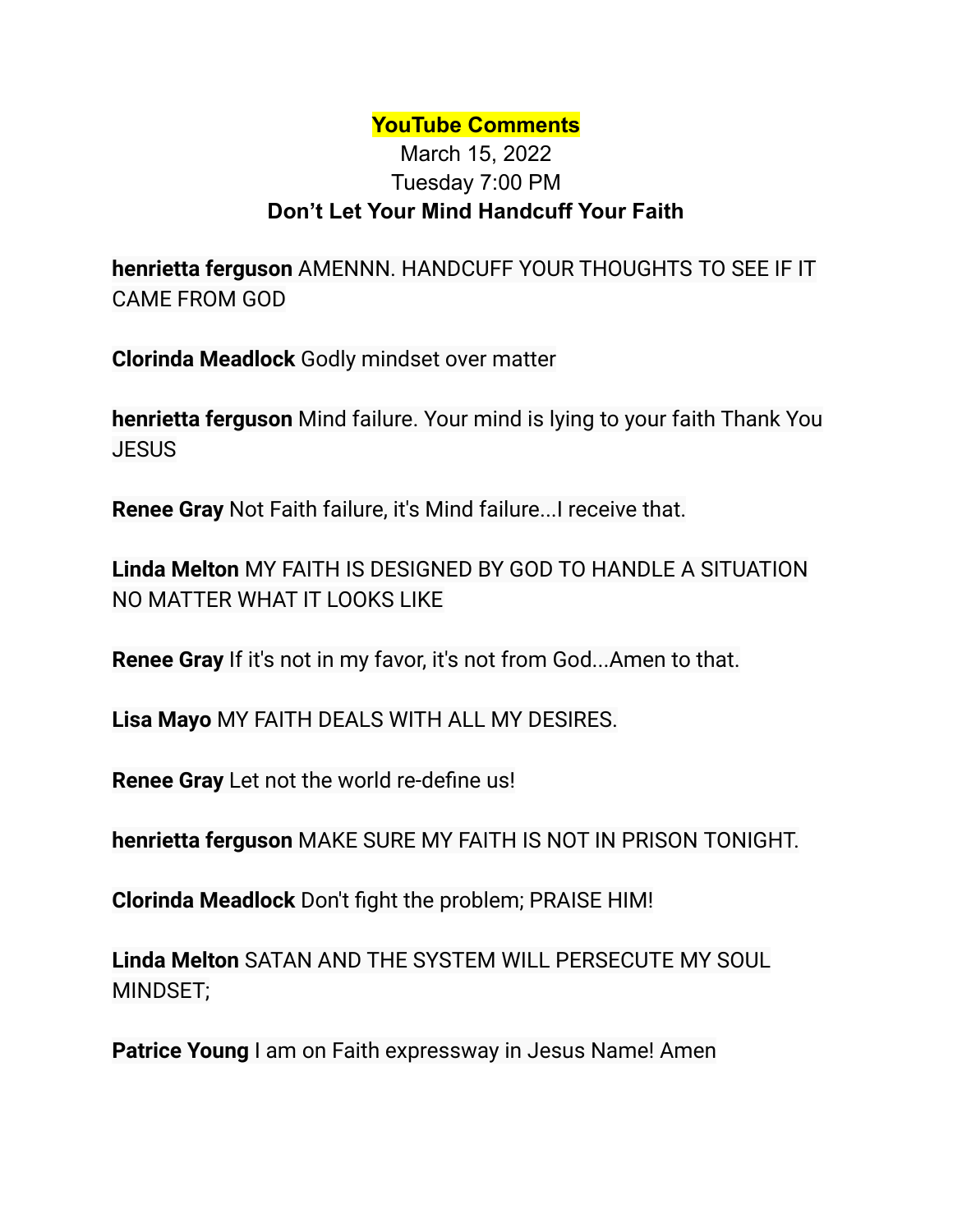**YouTube Comments**

March 15, 2022

Tuesday 7:00 PM

**Don't Let Your Mind Handcuff Your Faith**

**henrietta ferguson** AMENNN. HANDCUFF YOUR THOUGHTS TO SEE IF IT CAME FROM GOD

**Clorinda Meadlock** Godly mindset over matter

**henrietta ferguson** Mind failure. Your mind is lying to your faith Thank You JESUS

**Renee Gray** Not Faith failure, it's Mind failure...I receive that.

**Linda Melton** MY FAITH IS DESIGNED BY GOD TO HANDLE A SITUATION NO MATTER WHAT IT LOOKS LIKE

**Renee Gray** If it's not in my favor, it's not from God...Amen to that.

**Lisa Mayo** MY FAITH DEALS WITH ALL MY DESIRES.

**Renee Gray** Let not the world re-define us!

**henrietta ferguson** MAKE SURE MY FAITH IS NOT IN PRISON TONIGHT.

**Clorinda Meadlock** Don't fight the problem; PRAISE HIM!

**Linda Melton** SATAN AND THE SYSTEM WILL PERSECUTE MY SOUL MINDSET;

**Patrice Young** I am on Faith expressway in Jesus Name! Amen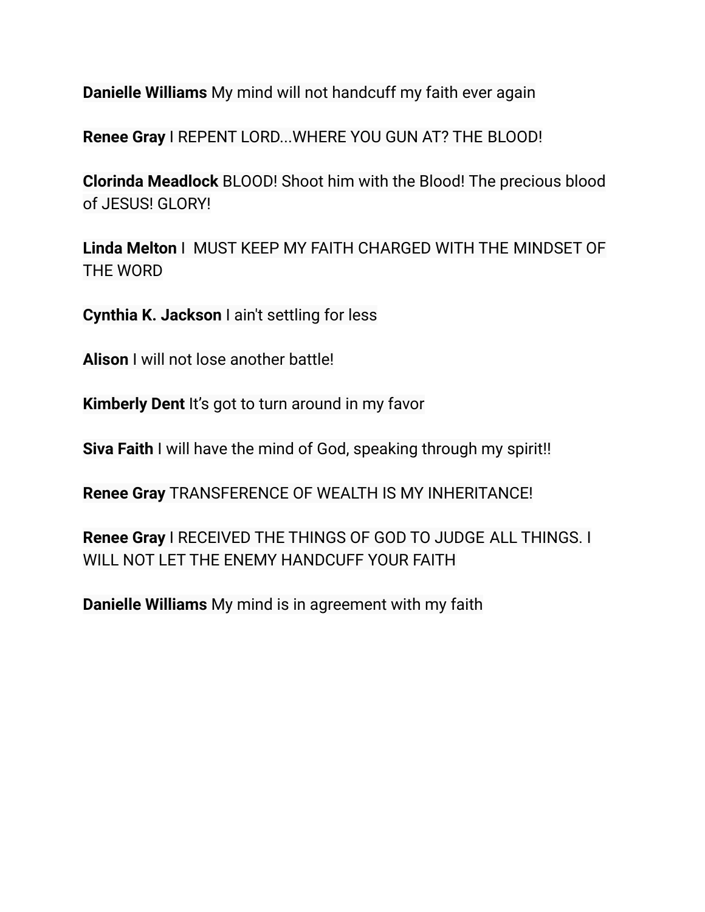**Danielle Williams** My mind will not handcuff my faith ever again

**Renee Gray** I REPENT LORD...WHERE YOU GUN AT? THE BLOOD!

**Clorinda Meadlock** BLOOD! Shoot him with the Blood! The precious blood of JESUS! GLORY!

**Linda Melton** I MUST KEEP MY FAITH CHARGED WITH THE MINDSET OF THE WORD

**Cynthia K. Jackson** I ain't settling for less

**Alison** I will not lose another battle!

**Kimberly Dent** It's got to turn around in my favor

**Siva Faith** I will have the mind of God, speaking through my spirit!!

**Renee Gray** TRANSFERENCE OF WEALTH IS MY INHERITANCE!

**Renee Gray** I RECEIVED THE THINGS OF GOD TO JUDGE ALL THINGS. I WILL NOT LET THE ENEMY HANDCUFF YOUR FAITH

**Danielle Williams** My mind is in agreement with my faith